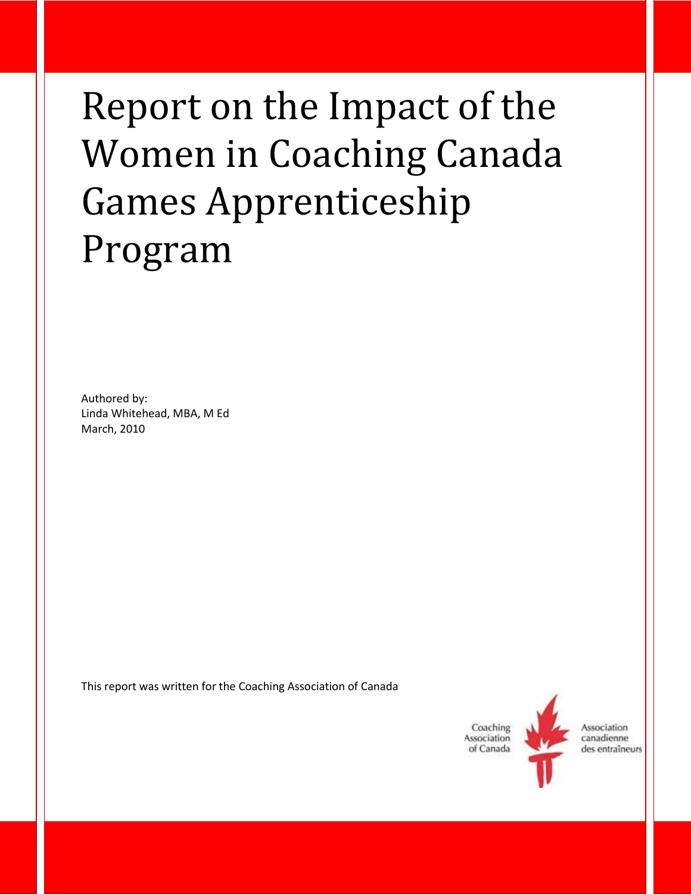# Report on the Impact of the Women in Coaching Canada Games Apprenticeship Program

Authored by:
Linda Whitehead, MBA, M Ed
March, 2010

This report was written for the Coaching Association of Canada

Coaching Association of Canada

Association canadienne des entraîneurs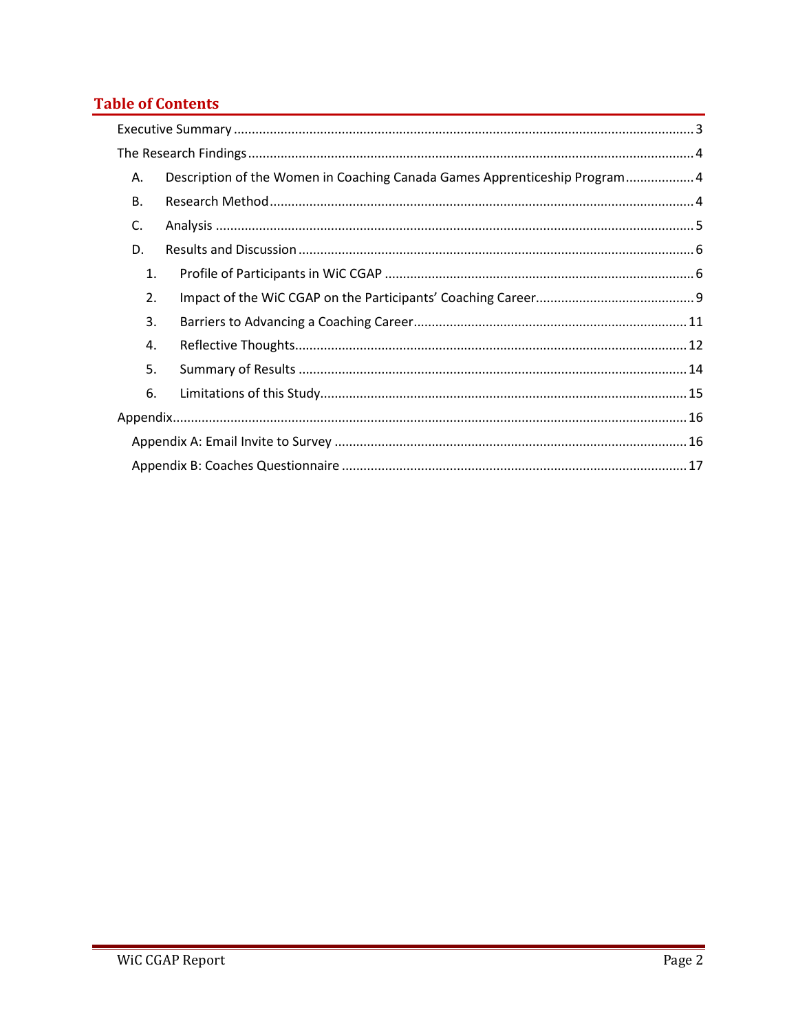# Table of Contents

- Executive Summary ..... 3
- The Research Findings ..... 4
  - A. Description of the Women in Coaching Canada Games Apprenticeship Program ..... 4
  - B. Research Method ..... 4
  - C. Analysis ..... 5
  - D. Results and Discussion ..... 6
    - 1. Profile of Participants in WiC CGAP ..... 6
    - 2. Impact of the WiC CGAP on the Participants' Coaching Career ..... 9
    - 3. Barriers to Advancing a Coaching Career ..... 11
    - 4. Reflective Thoughts ..... 12
    - 5. Summary of Results ..... 14
    - 6. Limitations of this Study ..... 15
- Appendix ..... 16
  - Appendix A: Email Invite to Survey ..... 16
  - Appendix B: Coaches Questionnaire ..... 17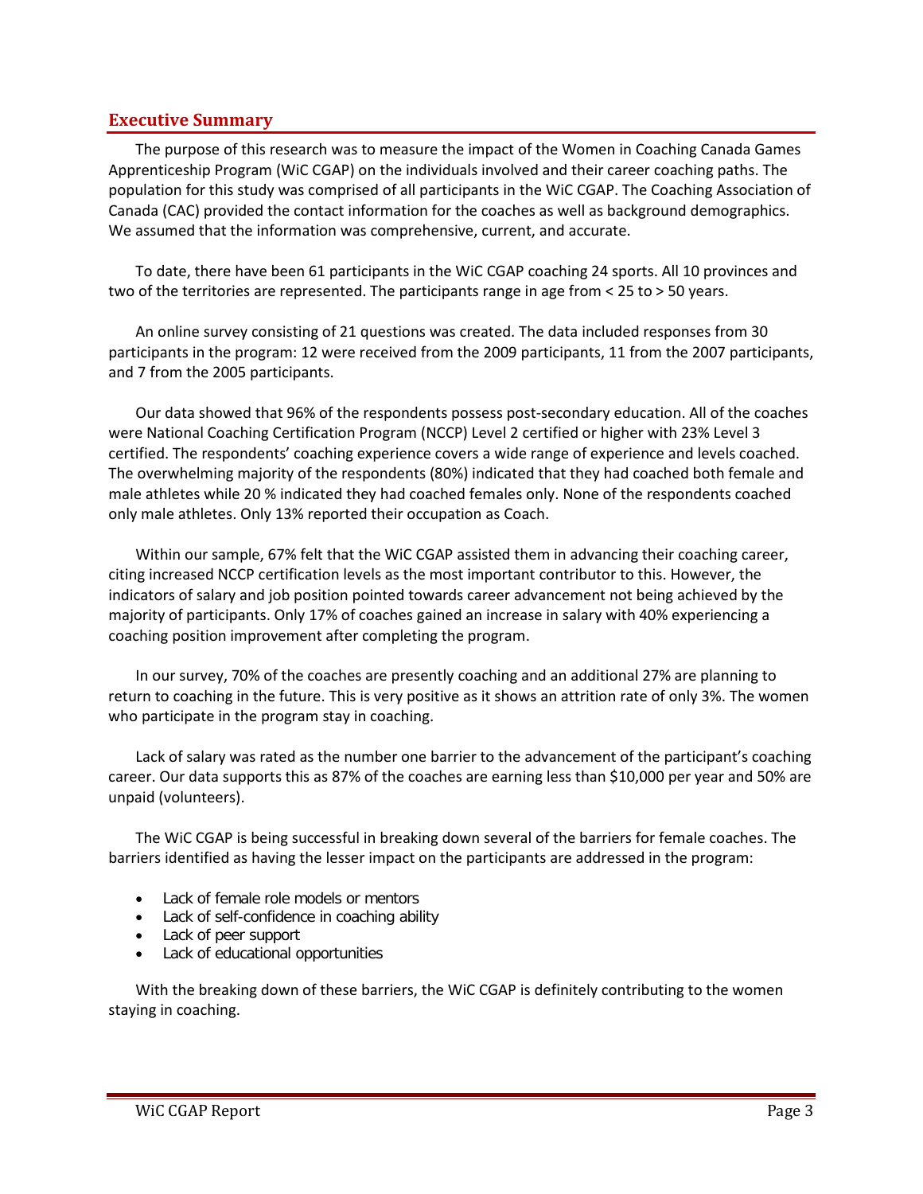## Executive Summary

The purpose of this research was to measure the impact of the Women in Coaching Canada Games Apprenticeship Program (WiC CGAP) on the individuals involved and their career coaching paths. The population for this study was comprised of all participants in the WiC CGAP. The Coaching Association of Canada (CAC) provided the contact information for the coaches as well as background demographics. We assumed that the information was comprehensive, current, and accurate.

To date, there have been 61 participants in the WiC CGAP coaching 24 sports. All 10 provinces and two of the territories are represented. The participants range in age from < 25 to > 50 years.

An online survey consisting of 21 questions was created. The data included responses from 30 participants in the program: 12 were received from the 2009 participants, 11 from the 2007 participants, and 7 from the 2005 participants.

Our data showed that 96% of the respondents possess post-secondary education. All of the coaches were National Coaching Certification Program (NCCP) Level 2 certified or higher with 23% Level 3 certified. The respondents' coaching experience covers a wide range of experience and levels coached. The overwhelming majority of the respondents (80%) indicated that they had coached both female and male athletes while 20 % indicated they had coached females only. None of the respondents coached only male athletes. Only 13% reported their occupation as Coach.

Within our sample, 67% felt that the WiC CGAP assisted them in advancing their coaching career, citing increased NCCP certification levels as the most important contributor to this. However, the indicators of salary and job position pointed towards career advancement not being achieved by the majority of participants. Only 17% of coaches gained an increase in salary with 40% experiencing a coaching position improvement after completing the program.

In our survey, 70% of the coaches are presently coaching and an additional 27% are planning to return to coaching in the future. This is very positive as it shows an attrition rate of only 3%. The women who participate in the program stay in coaching.

Lack of salary was rated as the number one barrier to the advancement of the participant's coaching career. Our data supports this as 87% of the coaches are earning less than $10,000 per year and 50% are unpaid (volunteers).

The WiC CGAP is being successful in breaking down several of the barriers for female coaches. The barriers identified as having the lesser impact on the participants are addressed in the program:

- Lack of female role models or mentors
- Lack of self-confidence in coaching ability
- Lack of peer support
- Lack of educational opportunities

With the breaking down of these barriers, the WiC CGAP is definitely contributing to the women staying in coaching.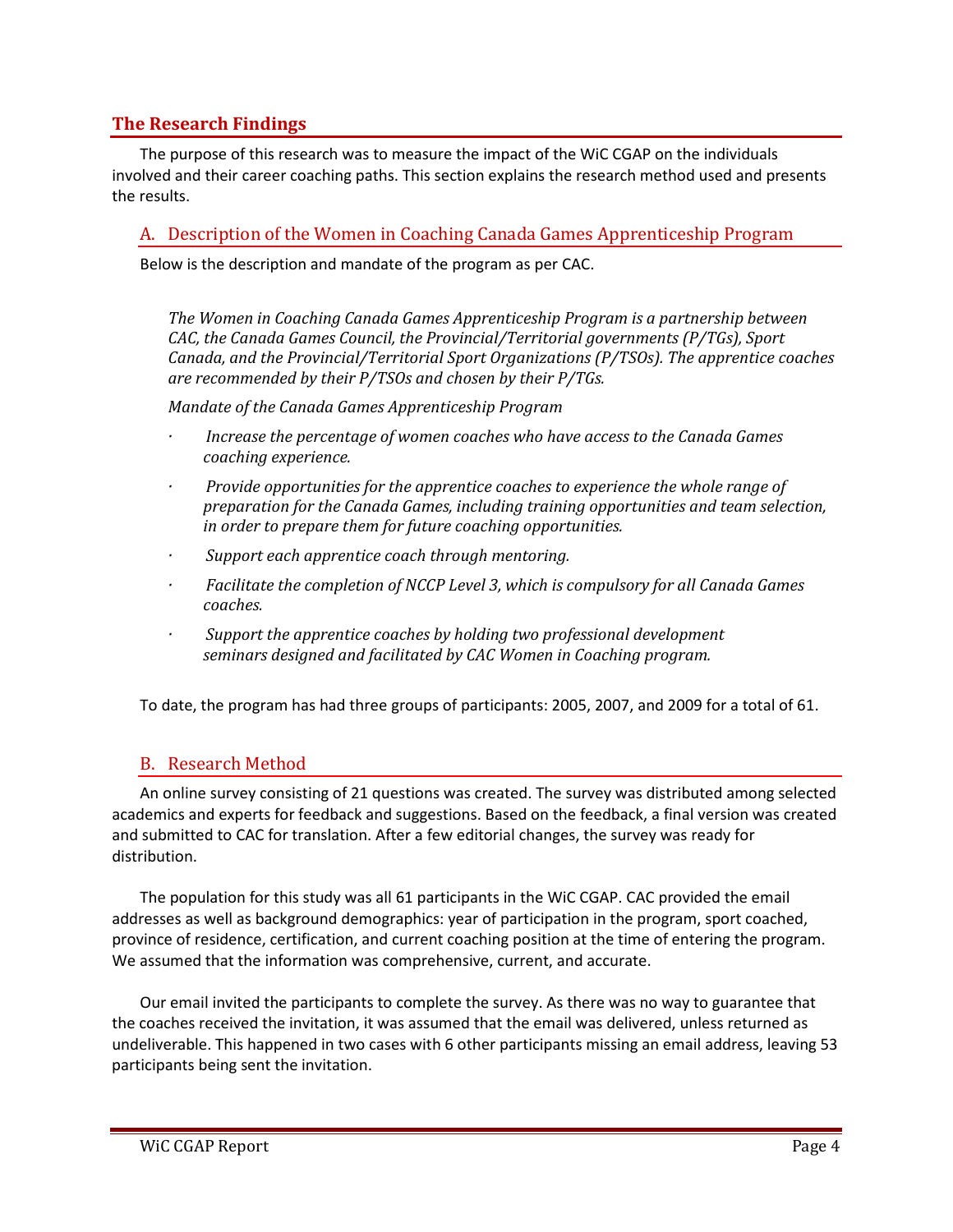## The Research Findings

The purpose of this research was to measure the impact of the WiC CGAP on the individuals involved and their career coaching paths. This section explains the research method used and presents the results.

### A. Description of the Women in Coaching Canada Games Apprenticeship Program

Below is the description and mandate of the program as per CAC.

*The Women in Coaching Canada Games Apprenticeship Program is a partnership between CAC, the Canada Games Council, the Provincial/Territorial governments (P/TGs), Sport Canada, and the Provincial/Territorial Sport Organizations (P/TSOs). The apprentice coaches are recommended by their P/TSOs and chosen by their P/TGs.*

*Mandate of the Canada Games Apprenticeship Program*

- *Increase the percentage of women coaches who have access to the Canada Games coaching experience.*
- *Provide opportunities for the apprentice coaches to experience the whole range of preparation for the Canada Games, including training opportunities and team selection, in order to prepare them for future coaching opportunities.*
- *Support each apprentice coach through mentoring.*
- *Facilitate the completion of NCCP Level 3, which is compulsory for all Canada Games coaches.*
- *Support the apprentice coaches by holding two professional development seminars designed and facilitated by CAC Women in Coaching program.*

To date, the program has had three groups of participants: 2005, 2007, and 2009 for a total of 61.

### B. Research Method

An online survey consisting of 21 questions was created. The survey was distributed among selected academics and experts for feedback and suggestions. Based on the feedback, a final version was created and submitted to CAC for translation. After a few editorial changes, the survey was ready for distribution.

The population for this study was all 61 participants in the WiC CGAP. CAC provided the email addresses as well as background demographics: year of participation in the program, sport coached, province of residence, certification, and current coaching position at the time of entering the program. We assumed that the information was comprehensive, current, and accurate.

Our email invited the participants to complete the survey. As there was no way to guarantee that the coaches received the invitation, it was assumed that the email was delivered, unless returned as undeliverable. This happened in two cases with 6 other participants missing an email address, leaving 53 participants being sent the invitation.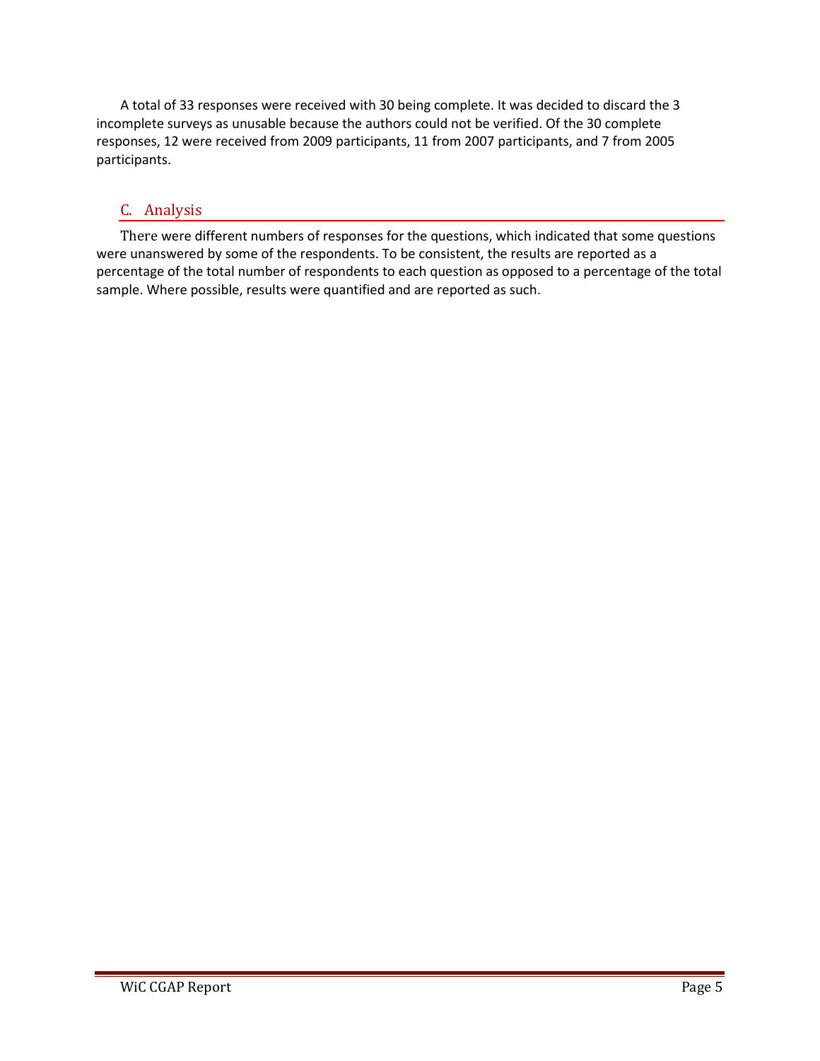A total of 33 responses were received with 30 being complete. It was decided to discard the 3 incomplete surveys as unusable because the authors could not be verified. Of the 30 complete responses, 12 were received from 2009 participants, 11 from 2007 participants, and 7 from 2005 participants.

## C. Analysis

There were different numbers of responses for the questions, which indicated that some questions were unanswered by some of the respondents. To be consistent, the results are reported as a percentage of the total number of respondents to each question as opposed to a percentage of the total sample. Where possible, results were quantified and are reported as such.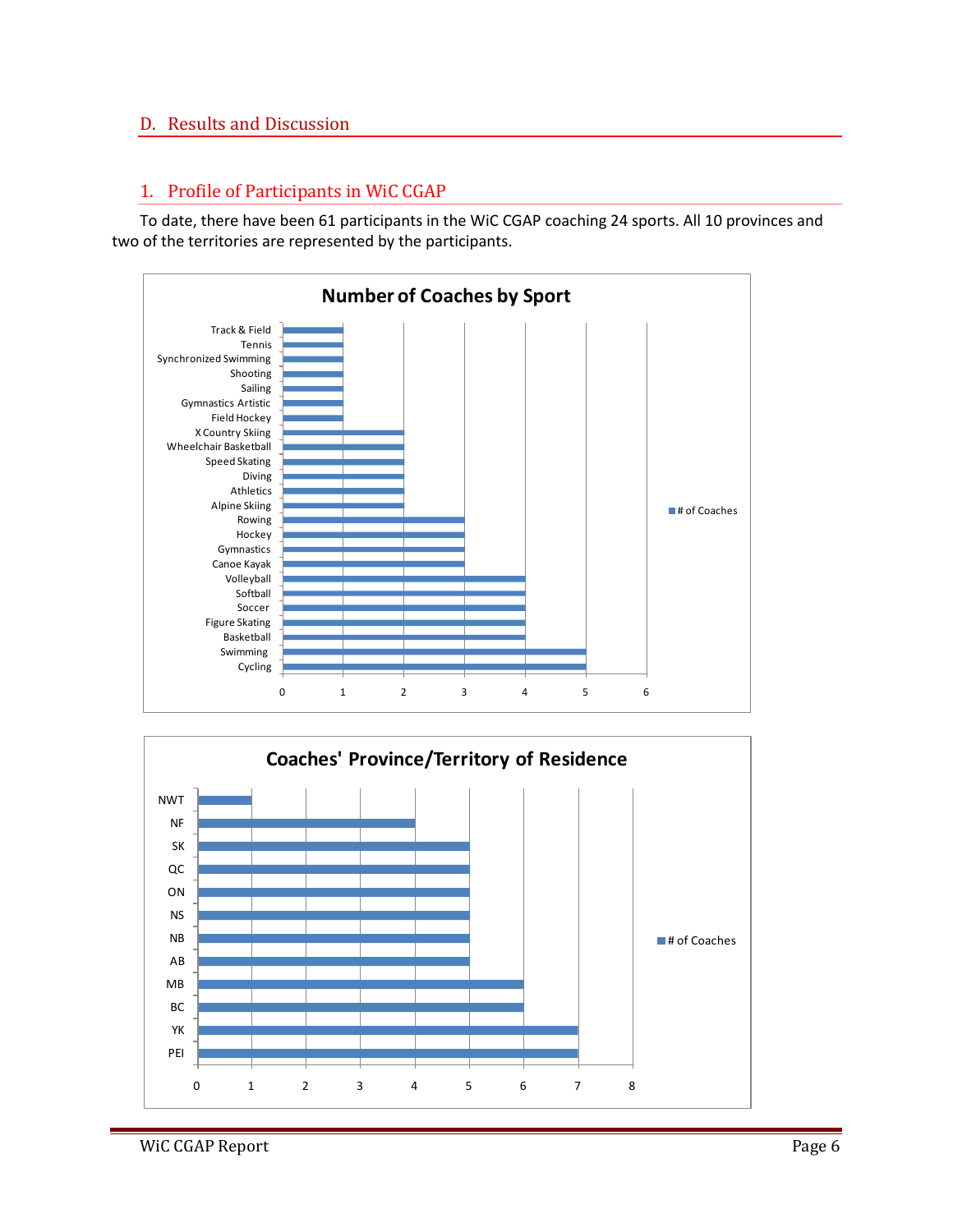## D. Results and Discussion

### 1. Profile of Participants in WiC CGAP

To date, there have been 61 participants in the WiC CGAP coaching 24 sports. All 10 provinces and two of the territories are represented by the participants.

**Number of Coaches by Sport**

| Sport | # of Coaches |
|---|---|
| Track & Field | 1 |
| Tennis | 1 |
| Synchronized Swimming | 1 |
| Shooting | 1 |
| Sailing | 1 |
| Gymnastics Artistic | 1 |
| Field Hockey | 1 |
| X Country Skiing | 2 |
| Wheelchair Basketball | 2 |
| Speed Skating | 2 |
| Diving | 2 |
| Athletics | 2 |
| Alpine Skiing | 2 |
| Rowing | 3 |
| Hockey | 3 |
| Gymnastics | 3 |
| Canoe Kayak | 3 |
| Volleyball | 4 |
| Softball | 4 |
| Soccer | 4 |
| Figure Skating | 4 |
| Basketball | 4 |
| Swimming | 5 |
| Cycling | 5 |

**Coaches' Province/Territory of Residence**

| Province/Territory | # of Coaches |
|---|---|
| NWT | 1 |
| NF | 4 |
| SK | 5 |
| QC | 5 |
| ON | 5 |
| NS | 5 |
| NB | 5 |
| AB | 5 |
| MB | 6 |
| BC | 6 |
| YK | 7 |
| PEI | 7 |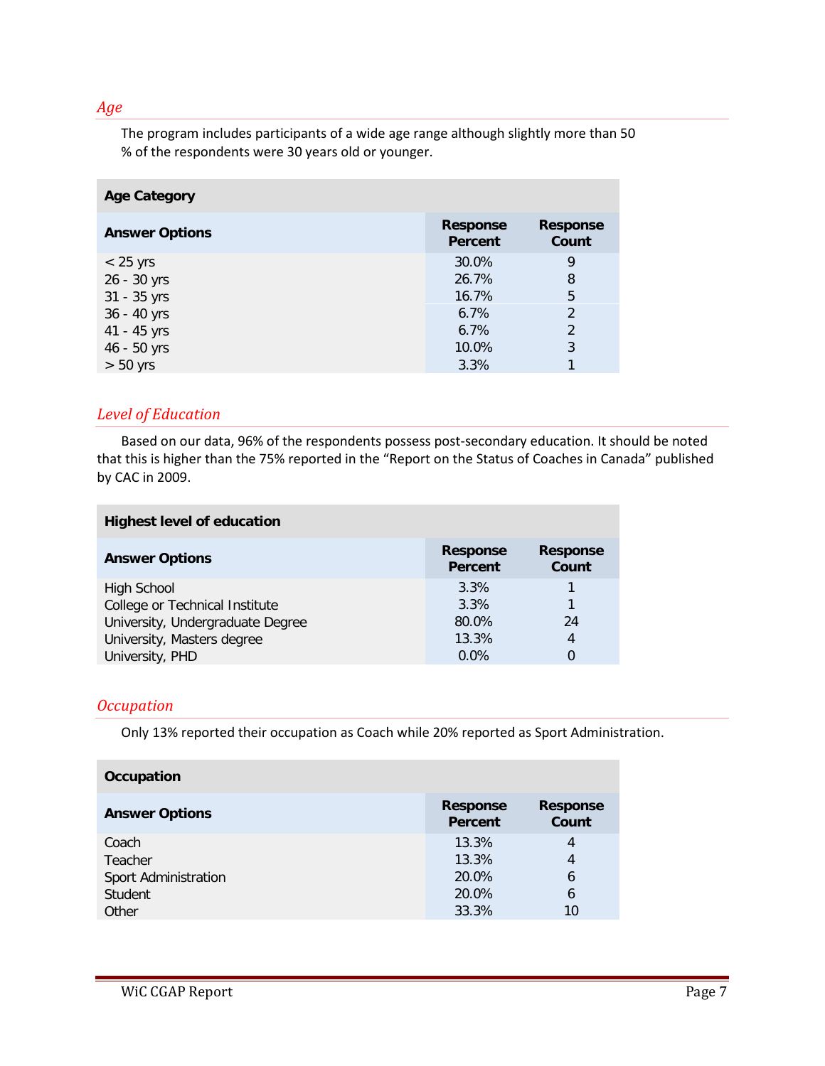### *Age*

The program includes participants of a wide age range although slightly more than 50 % of the respondents were 30 years old or younger.

| **Age Category** | | |
|---|---|---|
| **Answer Options** | **Response Percent** | **Response Count** |
| < 25 yrs | 30.0% | 9 |
| 26 - 30 yrs | 26.7% | 8 |
| 31 - 35 yrs | 16.7% | 5 |
| 36 - 40 yrs | 6.7% | 2 |
| 41 - 45 yrs | 6.7% | 2 |
| 46 - 50 yrs | 10.0% | 3 |
| > 50 yrs | 3.3% | 1 |

### *Level of Education*

Based on our data, 96% of the respondents possess post-secondary education. It should be noted that this is higher than the 75% reported in the "Report on the Status of Coaches in Canada" published by CAC in 2009.

| **Highest level of education** | | |
|---|---|---|
| **Answer Options** | **Response Percent** | **Response Count** |
| High School | 3.3% | 1 |
| College or Technical Institute | 3.3% | 1 |
| University, Undergraduate Degree | 80.0% | 24 |
| University, Masters degree | 13.3% | 4 |
| University, PHD | 0.0% | 0 |

### *Occupation*

Only 13% reported their occupation as Coach while 20% reported as Sport Administration.

| **Occupation** | | |
|---|---|---|
| **Answer Options** | **Response Percent** | **Response Count** |
| Coach | 13.3% | 4 |
| Teacher | 13.3% | 4 |
| Sport Administration | 20.0% | 6 |
| Student | 20.0% | 6 |
| Other | 33.3% | 10 |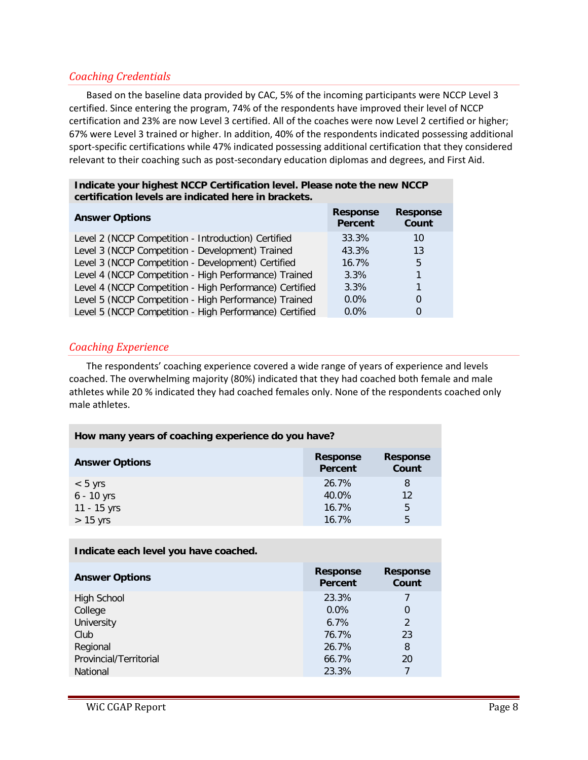## *Coaching Credentials*

Based on the baseline data provided by CAC, 5% of the incoming participants were NCCP Level 3 certified. Since entering the program, 74% of the respondents have improved their level of NCCP certification and 23% are now Level 3 certified. All of the coaches were now Level 2 certified or higher; 67% were Level 3 trained or higher. In addition, 40% of the respondents indicated possessing additional sport-specific certifications while 47% indicated possessing additional certification that they considered relevant to their coaching such as post-secondary education diplomas and degrees, and First Aid.

**Indicate your highest NCCP Certification level. Please note the new NCCP certification levels are indicated here in brackets.**

| Answer Options | Response Percent | Response Count |
|---|---|---|
| Level 2 (NCCP Competition - Introduction) Certified | 33.3% | 10 |
| Level 3 (NCCP Competition - Development) Trained | 43.3% | 13 |
| Level 3 (NCCP Competition - Development) Certified | 16.7% | 5 |
| Level 4 (NCCP Competition - High Performance) Trained | 3.3% | 1 |
| Level 4 (NCCP Competition - High Performance) Certified | 3.3% | 1 |
| Level 5 (NCCP Competition - High Performance) Trained | 0.0% | 0 |
| Level 5 (NCCP Competition - High Performance) Certified | 0.0% | 0 |

## *Coaching Experience*

The respondents' coaching experience covered a wide range of years of experience and levels coached. The overwhelming majority (80%) indicated that they had coached both female and male athletes while 20 % indicated they had coached females only. None of the respondents coached only male athletes.

**How many years of coaching experience do you have?**

| Answer Options | Response Percent | Response Count |
|---|---|---|
| < 5 yrs | 26.7% | 8 |
| 6 - 10 yrs | 40.0% | 12 |
| 11 - 15 yrs | 16.7% | 5 |
| > 15 yrs | 16.7% | 5 |

**Indicate each level you have coached.**

| Answer Options | Response Percent | Response Count |
|---|---|---|
| High School | 23.3% | 7 |
| College | 0.0% | 0 |
| University | 6.7% | 2 |
| Club | 76.7% | 23 |
| Regional | 26.7% | 8 |
| Provincial/Territorial | 66.7% | 20 |
| National | 23.3% | 7 |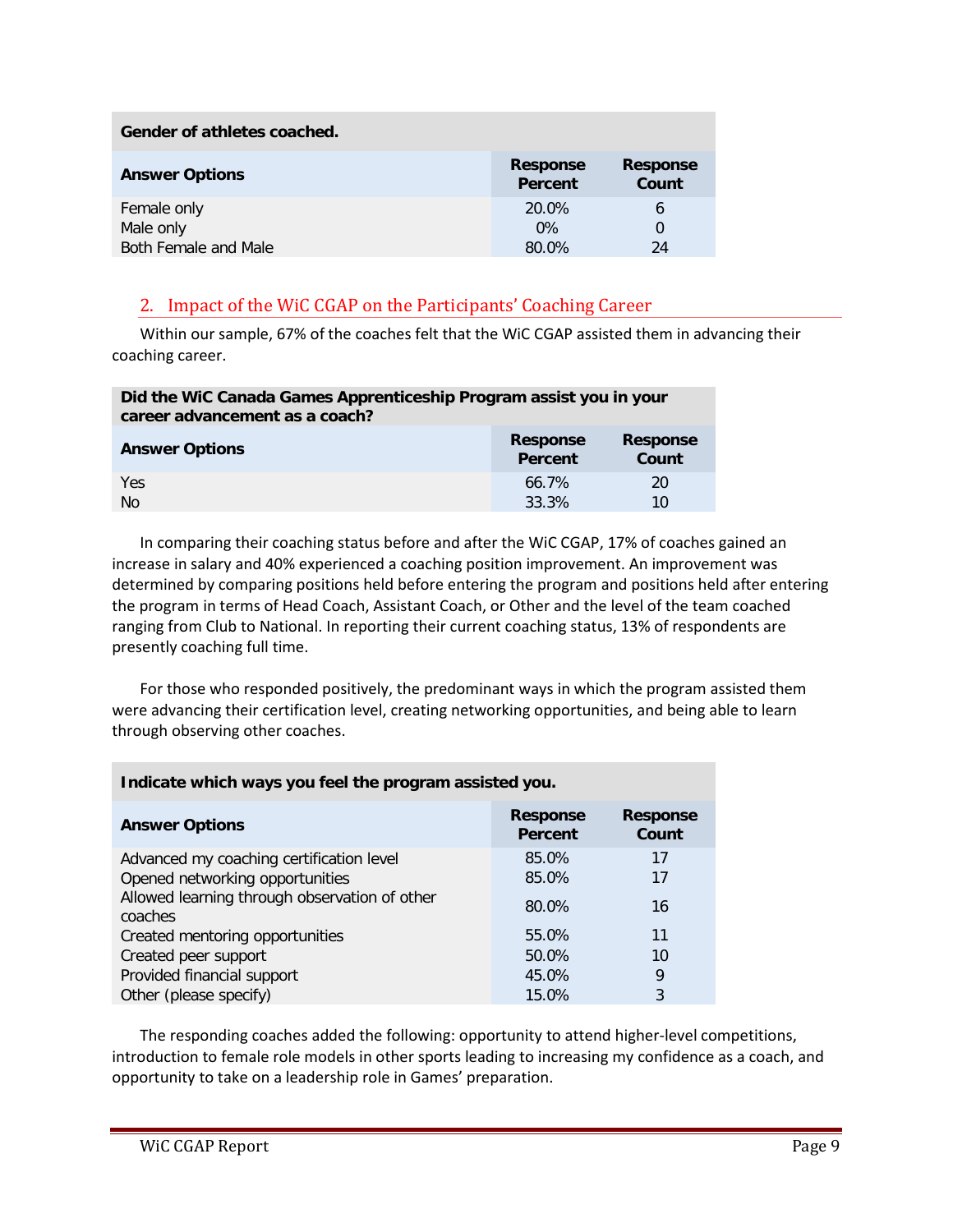| Gender of athletes coached. | | |
|---|---|---|
| **Answer Options** | **Response Percent** | **Response Count** |
| Female only | 20.0% | 6 |
| Male only | 0% | 0 |
| Both Female and Male | 80.0% | 24 |

## 2. Impact of the WiC CGAP on the Participants' Coaching Career

Within our sample, 67% of the coaches felt that the WiC CGAP assisted them in advancing their coaching career.

| Did the WiC Canada Games Apprenticeship Program assist you in your career advancement as a coach? | | |
|---|---|---|
| **Answer Options** | **Response Percent** | **Response Count** |
| Yes | 66.7% | 20 |
| No | 33.3% | 10 |

In comparing their coaching status before and after the WiC CGAP, 17% of coaches gained an increase in salary and 40% experienced a coaching position improvement. An improvement was determined by comparing positions held before entering the program and positions held after entering the program in terms of Head Coach, Assistant Coach, or Other and the level of the team coached ranging from Club to National. In reporting their current coaching status, 13% of respondents are presently coaching full time.

For those who responded positively, the predominant ways in which the program assisted them were advancing their certification level, creating networking opportunities, and being able to learn through observing other coaches.

| Indicate which ways you feel the program assisted you. | | |
|---|---|---|
| **Answer Options** | **Response Percent** | **Response Count** |
| Advanced my coaching certification level | 85.0% | 17 |
| Opened networking opportunities | 85.0% | 17 |
| Allowed learning through observation of other coaches | 80.0% | 16 |
| Created mentoring opportunities | 55.0% | 11 |
| Created peer support | 50.0% | 10 |
| Provided financial support | 45.0% | 9 |
| Other (please specify) | 15.0% | 3 |

The responding coaches added the following: opportunity to attend higher-level competitions, introduction to female role models in other sports leading to increasing my confidence as a coach, and opportunity to take on a leadership role in Games' preparation.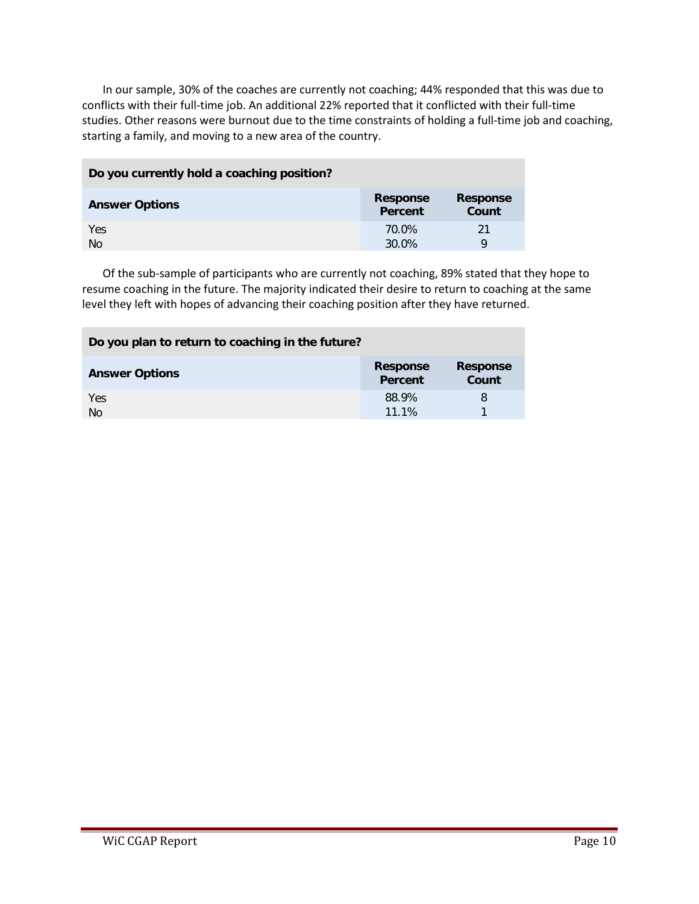In our sample, 30% of the coaches are currently not coaching; 44% responded that this was due to conflicts with their full-time job. An additional 22% reported that it conflicted with their full-time studies. Other reasons were burnout due to the time constraints of holding a full-time job and coaching, starting a family, and moving to a new area of the country.

| Do you currently hold a coaching position? | | |
|---|---|---|
| **Answer Options** | **Response Percent** | **Response Count** |
| Yes | 70.0% | 21 |
| No | 30.0% | 9 |

Of the sub-sample of participants who are currently not coaching, 89% stated that they hope to resume coaching in the future. The majority indicated their desire to return to coaching at the same level they left with hopes of advancing their coaching position after they have returned.

| Do you plan to return to coaching in the future? | | |
|---|---|---|
| **Answer Options** | **Response Percent** | **Response Count** |
| Yes | 88.9% | 8 |
| No | 11.1% | 1 |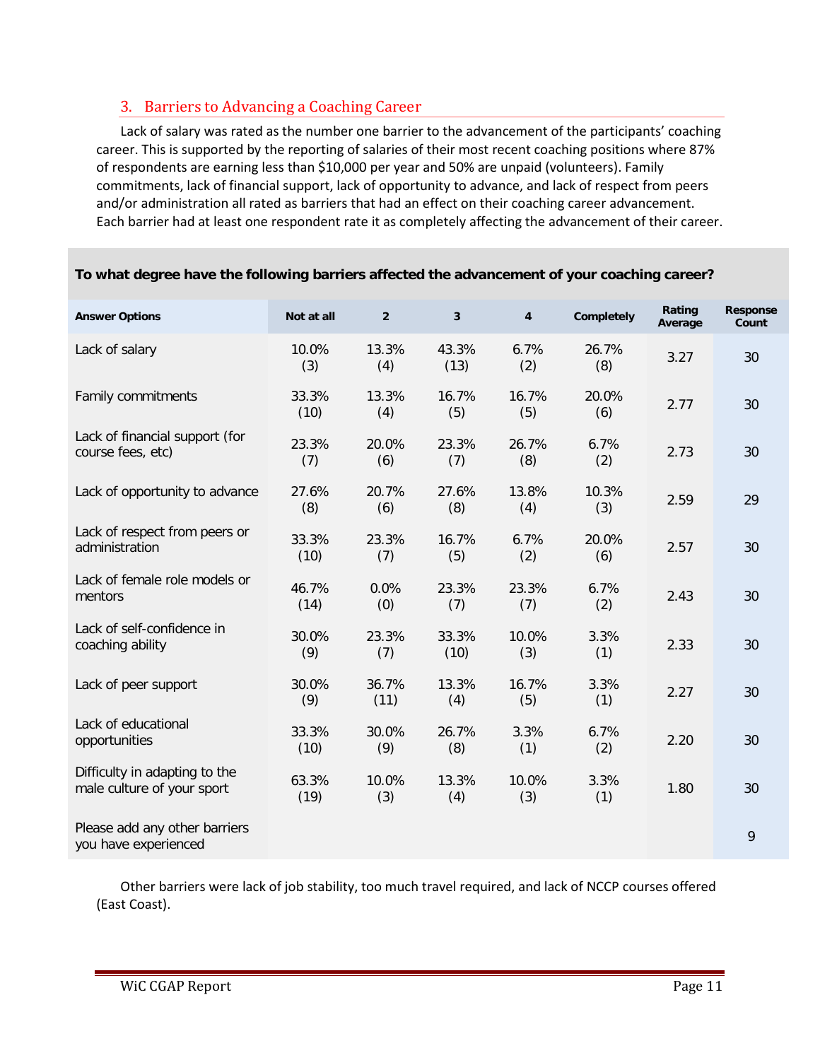## 3. Barriers to Advancing a Coaching Career

Lack of salary was rated as the number one barrier to the advancement of the participants' coaching career. This is supported by the reporting of salaries of their most recent coaching positions where 87% of respondents are earning less than $10,000 per year and 50% are unpaid (volunteers). Family commitments, lack of financial support, lack of opportunity to advance, and lack of respect from peers and/or administration all rated as barriers that had an effect on their coaching career advancement. Each barrier had at least one respondent rate it as completely affecting the advancement of their career.

**To what degree have the following barriers affected the advancement of your coaching career?**

| Answer Options | Not at all | 2 | 3 | 4 | Completely | Rating Average | Response Count |
|---|---|---|---|---|---|---|---|
| Lack of salary | 10.0% (3) | 13.3% (4) | 43.3% (13) | 6.7% (2) | 26.7% (8) | 3.27 | 30 |
| Family commitments | 33.3% (10) | 13.3% (4) | 16.7% (5) | 16.7% (5) | 20.0% (6) | 2.77 | 30 |
| Lack of financial support (for course fees, etc) | 23.3% (7) | 20.0% (6) | 23.3% (7) | 26.7% (8) | 6.7% (2) | 2.73 | 30 |
| Lack of opportunity to advance | 27.6% (8) | 20.7% (6) | 27.6% (8) | 13.8% (4) | 10.3% (3) | 2.59 | 29 |
| Lack of respect from peers or administration | 33.3% (10) | 23.3% (7) | 16.7% (5) | 6.7% (2) | 20.0% (6) | 2.57 | 30 |
| Lack of female role models or mentors | 46.7% (14) | 0.0% (0) | 23.3% (7) | 23.3% (7) | 6.7% (2) | 2.43 | 30 |
| Lack of self-confidence in coaching ability | 30.0% (9) | 23.3% (7) | 33.3% (10) | 10.0% (3) | 3.3% (1) | 2.33 | 30 |
| Lack of peer support | 30.0% (9) | 36.7% (11) | 13.3% (4) | 16.7% (5) | 3.3% (1) | 2.27 | 30 |
| Lack of educational opportunities | 33.3% (10) | 30.0% (9) | 26.7% (8) | 3.3% (1) | 6.7% (2) | 2.20 | 30 |
| Difficulty in adapting to the male culture of your sport | 63.3% (19) | 10.0% (3) | 13.3% (4) | 10.0% (3) | 3.3% (1) | 1.80 | 30 |
| Please add any other barriers you have experienced | | | | | | | 9 |

Other barriers were lack of job stability, too much travel required, and lack of NCCP courses offered (East Coast).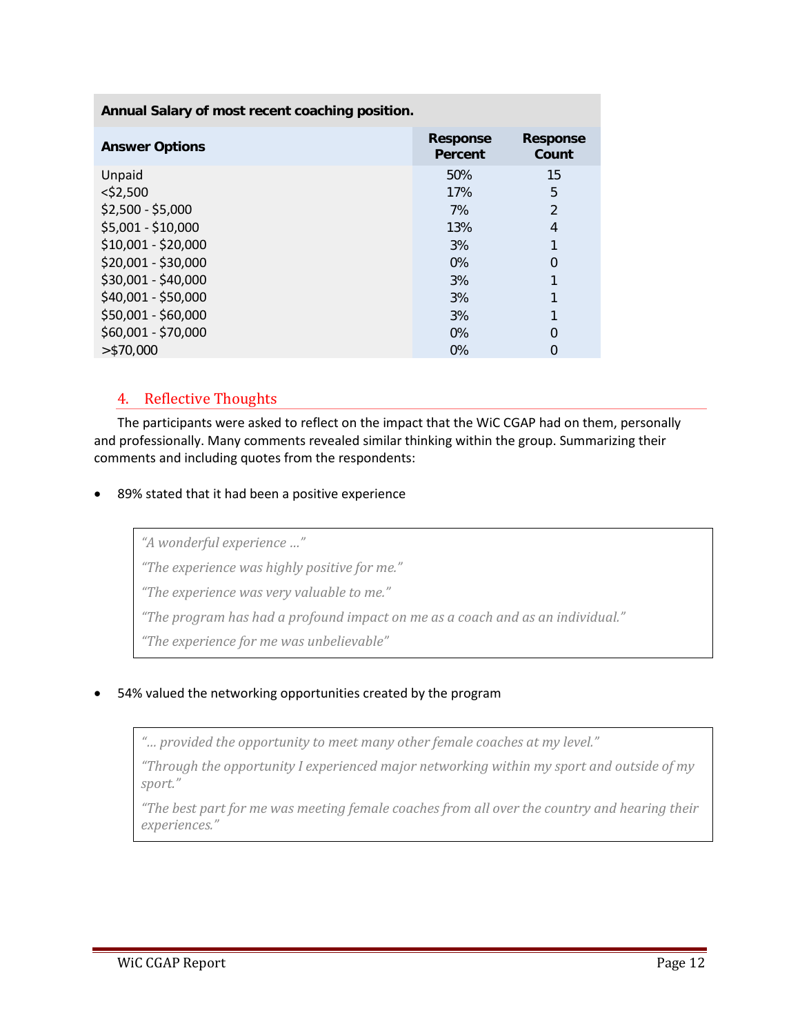| Annual Salary of most recent coaching position. | | |
|---|---|---|
| **Answer Options** | **Response Percent** | **Response Count** |
| Unpaid | 50% | 15 |
| <$2,500 | 17% | 5 |
| $2,500 - $5,000 | 7% | 2 |
| $5,001 - $10,000 | 13% | 4 |
| $10,001 - $20,000 | 3% | 1 |
| $20,001 - $30,000 | 0% | 0 |
| $30,001 - $40,000 | 3% | 1 |
| $40,001 - $50,000 | 3% | 1 |
| $50,001 - $60,000 | 3% | 1 |
| $60,001 - $70,000 | 0% | 0 |
| >$70,000 | 0% | 0 |

## 4. Reflective Thoughts

The participants were asked to reflect on the impact that the WiC CGAP had on them, personally and professionally. Many comments revealed similar thinking within the group. Summarizing their comments and including quotes from the respondents:

- 89% stated that it had been a positive experience

> *"A wonderful experience …"*
>
> *"The experience was highly positive for me."*
>
> *"The experience was very valuable to me."*
>
> *"The program has had a profound impact on me as a coach and as an individual."*
>
> *"The experience for me was unbelievable"*

- 54% valued the networking opportunities created by the program

> *"… provided the opportunity to meet many other female coaches at my level."*
>
> *"Through the opportunity I experienced major networking within my sport and outside of my sport."*
>
> *"The best part for me was meeting female coaches from all over the country and hearing their experiences."*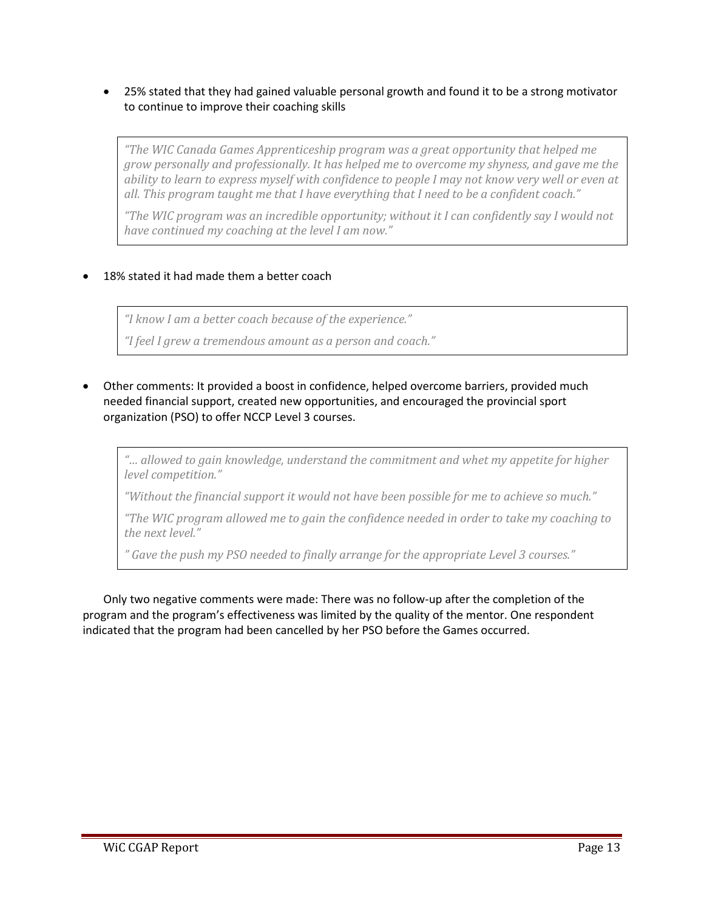- 25% stated that they had gained valuable personal growth and found it to be a strong motivator to continue to improve their coaching skills

> *"The WIC Canada Games Apprenticeship program was a great opportunity that helped me grow personally and professionally. It has helped me to overcome my shyness, and gave me the ability to learn to express myself with confidence to people I may not know very well or even at all. This program taught me that I have everything that I need to be a confident coach."*
>
> *"The WIC program was an incredible opportunity; without it I can confidently say I would not have continued my coaching at the level I am now."*

- 18% stated it had made them a better coach

> *"I know I am a better coach because of the experience."*
>
> *"I feel I grew a tremendous amount as a person and coach."*

- Other comments: It provided a boost in confidence, helped overcome barriers, provided much needed financial support, created new opportunities, and encouraged the provincial sport organization (PSO) to offer NCCP Level 3 courses.

> *"… allowed to gain knowledge, understand the commitment and whet my appetite for higher level competition."*
>
> *"Without the financial support it would not have been possible for me to achieve so much."*
>
> *"The WIC program allowed me to gain the confidence needed in order to take my coaching to the next level."*
>
> *" Gave the push my PSO needed to finally arrange for the appropriate Level 3 courses."*

Only two negative comments were made: There was no follow-up after the completion of the program and the program's effectiveness was limited by the quality of the mentor. One respondent indicated that the program had been cancelled by her PSO before the Games occurred.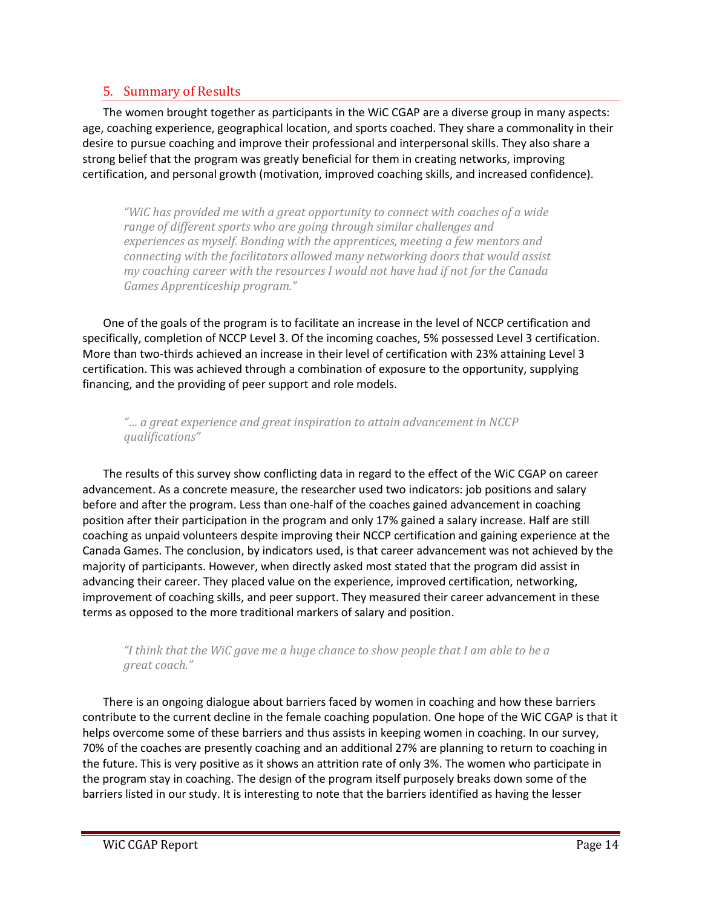## 5. Summary of Results

The women brought together as participants in the WiC CGAP are a diverse group in many aspects: age, coaching experience, geographical location, and sports coached. They share a commonality in their desire to pursue coaching and improve their professional and interpersonal skills. They also share a strong belief that the program was greatly beneficial for them in creating networks, improving certification, and personal growth (motivation, improved coaching skills, and increased confidence).

> *"WiC has provided me with a great opportunity to connect with coaches of a wide range of different sports who are going through similar challenges and experiences as myself. Bonding with the apprentices, meeting a few mentors and connecting with the facilitators allowed many networking doors that would assist my coaching career with the resources I would not have had if not for the Canada Games Apprenticeship program."*

One of the goals of the program is to facilitate an increase in the level of NCCP certification and specifically, completion of NCCP Level 3. Of the incoming coaches, 5% possessed Level 3 certification. More than two-thirds achieved an increase in their level of certification with 23% attaining Level 3 certification. This was achieved through a combination of exposure to the opportunity, supplying financing, and the providing of peer support and role models.

> *"… a great experience and great inspiration to attain advancement in NCCP qualifications"*

The results of this survey show conflicting data in regard to the effect of the WiC CGAP on career advancement. As a concrete measure, the researcher used two indicators: job positions and salary before and after the program. Less than one-half of the coaches gained advancement in coaching position after their participation in the program and only 17% gained a salary increase. Half are still coaching as unpaid volunteers despite improving their NCCP certification and gaining experience at the Canada Games. The conclusion, by indicators used, is that career advancement was not achieved by the majority of participants. However, when directly asked most stated that the program did assist in advancing their career. They placed value on the experience, improved certification, networking, improvement of coaching skills, and peer support. They measured their career advancement in these terms as opposed to the more traditional markers of salary and position.

> *"I think that the WiC gave me a huge chance to show people that I am able to be a great coach."*

There is an ongoing dialogue about barriers faced by women in coaching and how these barriers contribute to the current decline in the female coaching population. One hope of the WiC CGAP is that it helps overcome some of these barriers and thus assists in keeping women in coaching. In our survey, 70% of the coaches are presently coaching and an additional 27% are planning to return to coaching in the future. This is very positive as it shows an attrition rate of only 3%. The women who participate in the program stay in coaching. The design of the program itself purposely breaks down some of the barriers listed in our study. It is interesting to note that the barriers identified as having the lesser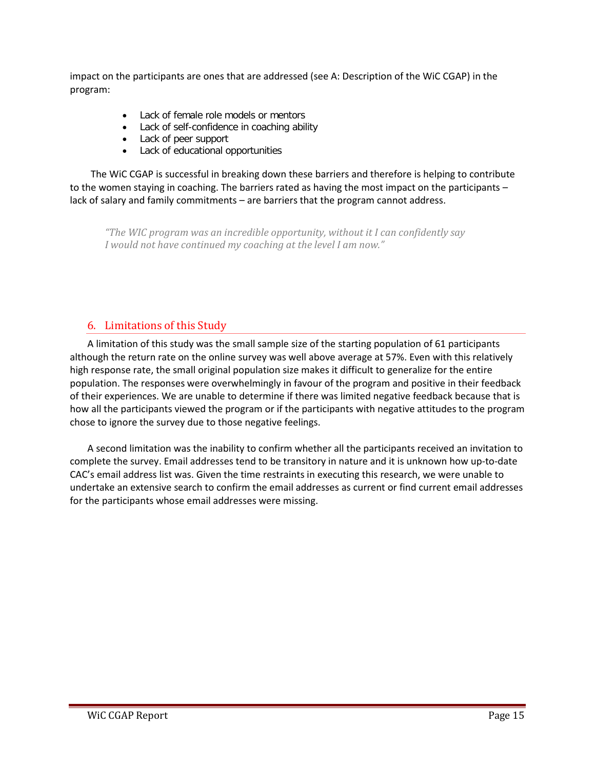impact on the participants are ones that are addressed (see A: Description of the WiC CGAP) in the program:

- Lack of female role models or mentors
- Lack of self-confidence in coaching ability
- Lack of peer support
- Lack of educational opportunities

The WiC CGAP is successful in breaking down these barriers and therefore is helping to contribute to the women staying in coaching. The barriers rated as having the most impact on the participants – lack of salary and family commitments – are barriers that the program cannot address.

> *"The WIC program was an incredible opportunity, without it I can confidently say I would not have continued my coaching at the level I am now."*

## 6. Limitations of this Study

A limitation of this study was the small sample size of the starting population of 61 participants although the return rate on the online survey was well above average at 57%. Even with this relatively high response rate, the small original population size makes it difficult to generalize for the entire population. The responses were overwhelmingly in favour of the program and positive in their feedback of their experiences. We are unable to determine if there was limited negative feedback because that is how all the participants viewed the program or if the participants with negative attitudes to the program chose to ignore the survey due to those negative feelings.

A second limitation was the inability to confirm whether all the participants received an invitation to complete the survey. Email addresses tend to be transitory in nature and it is unknown how up-to-date CAC's email address list was. Given the time restraints in executing this research, we were unable to undertake an extensive search to confirm the email addresses as current or find current email addresses for the participants whose email addresses were missing.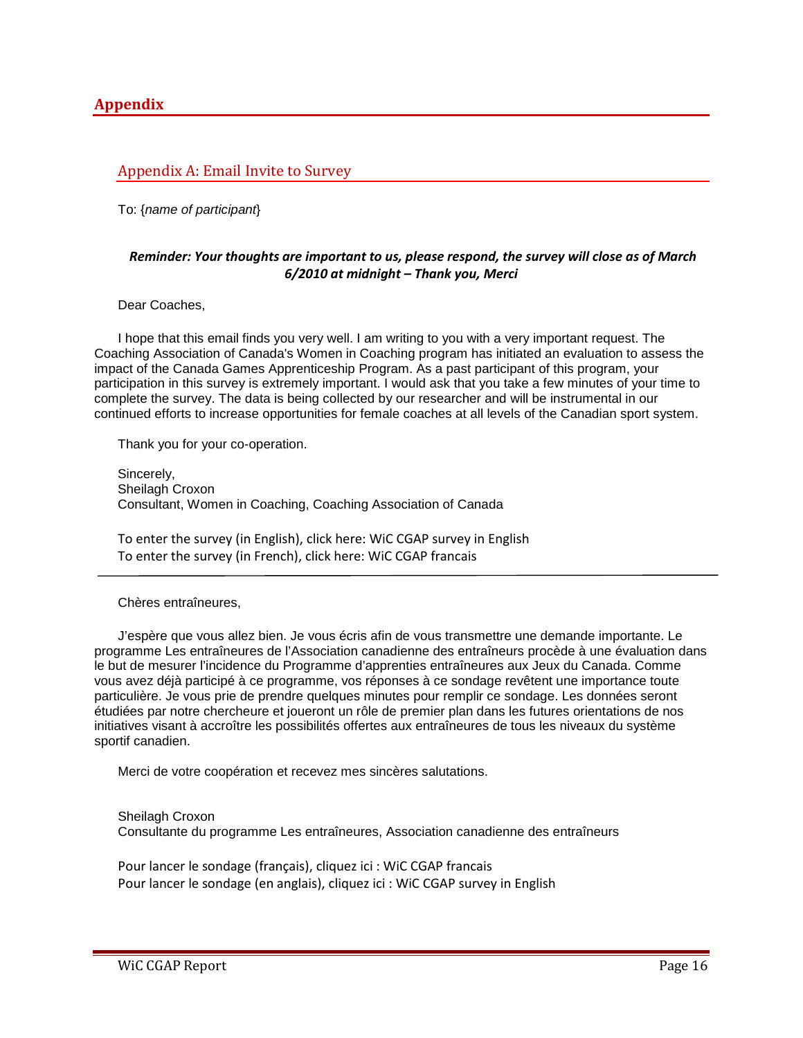# Appendix

## Appendix A: Email Invite to Survey

To: {*name of participant*}

***Reminder: Your thoughts are important to us, please respond, the survey will close as of March 6/2010 at midnight – Thank you, Merci***

Dear Coaches,

I hope that this email finds you very well. I am writing to you with a very important request. The Coaching Association of Canada's Women in Coaching program has initiated an evaluation to assess the impact of the Canada Games Apprenticeship Program. As a past participant of this program, your participation in this survey is extremely important. I would ask that you take a few minutes of your time to complete the survey. The data is being collected by our researcher and will be instrumental in our continued efforts to increase opportunities for female coaches at all levels of the Canadian sport system.

Thank you for your co-operation.

Sincerely,  
Sheilagh Croxon  
Consultant, Women in Coaching, Coaching Association of Canada

To enter the survey (in English), click here: WiC CGAP survey in English  
To enter the survey (in French), click here: WiC CGAP francais

---

Chères entraîneures,

J'espère que vous allez bien. Je vous écris afin de vous transmettre une demande importante. Le programme Les entraîneures de l'Association canadienne des entraîneurs procède à une évaluation dans le but de mesurer l'incidence du Programme d'apprenties entraîneures aux Jeux du Canada. Comme vous avez déjà participé à ce programme, vos réponses à ce sondage revêtent une importance toute particulière. Je vous prie de prendre quelques minutes pour remplir ce sondage. Les données seront étudiées par notre chercheure et joueront un rôle de premier plan dans les futures orientations de nos initiatives visant à accroître les possibilités offertes aux entraîneures de tous les niveaux du système sportif canadien.

Merci de votre coopération et recevez mes sincères salutations.

Sheilagh Croxon  
Consultante du programme Les entraîneures, Association canadienne des entraîneurs

Pour lancer le sondage (français), cliquez ici : WiC CGAP francais  
Pour lancer le sondage (en anglais), cliquez ici : WiC CGAP survey in English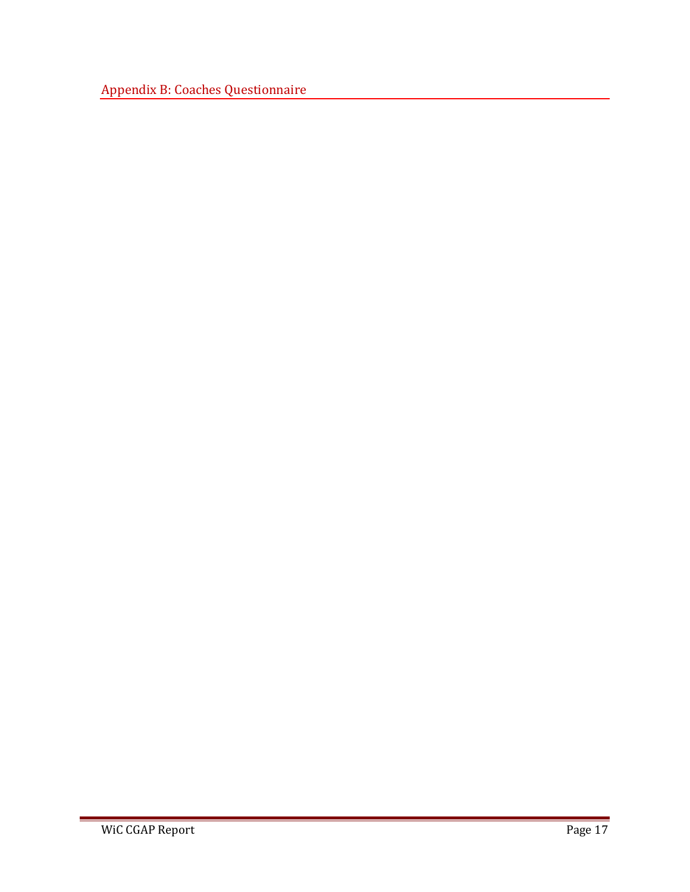## Appendix B: Coaches Questionnaire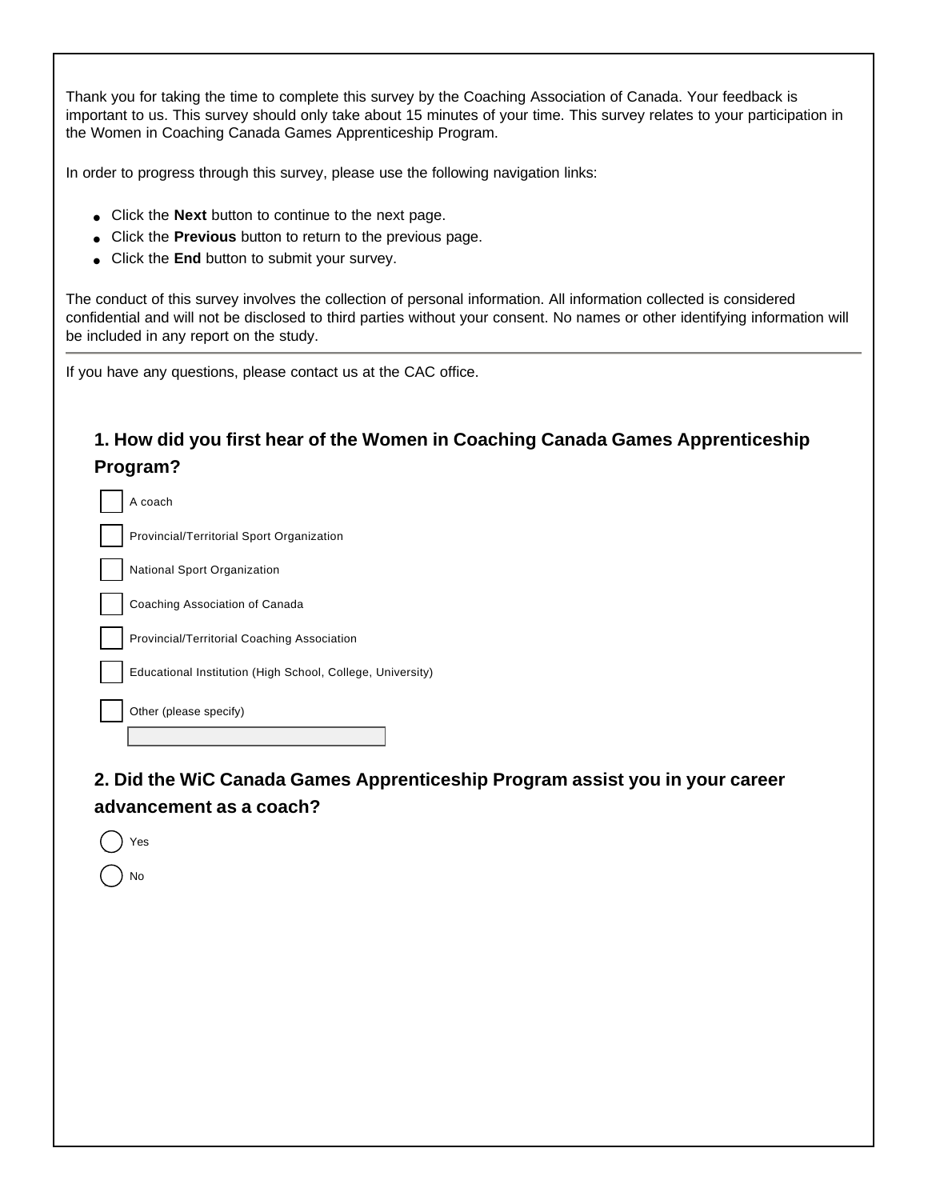Thank you for taking the time to complete this survey by the Coaching Association of Canada. Your feedback is important to us. This survey should only take about 15 minutes of your time. This survey relates to your participation in the Women in Coaching Canada Games Apprenticeship Program.

In order to progress through this survey, please use the following navigation links:

- Click the **Next** button to continue to the next page.
- Click the **Previous** button to return to the previous page.
- Click the **End** button to submit your survey.

The conduct of this survey involves the collection of personal information. All information collected is considered confidential and will not be disclosed to third parties without your consent. No names or other identifying information will be included in any report on the study.

---

If you have any questions, please contact us at the CAC office.

### 1. How did you first hear of the Women in Coaching Canada Games Apprenticeship Program?

- ☐ A coach
- ☐ Provincial/Territorial Sport Organization
- ☐ National Sport Organization
- ☐ Coaching Association of Canada
- ☐ Provincial/Territorial Coaching Association
- ☐ Educational Institution (High School, College, University)
- ☐ Other (please specify)

______________________

### 2. Did the WiC Canada Games Apprenticeship Program assist you in your career advancement as a coach?

- ◯ Yes
- ◯ No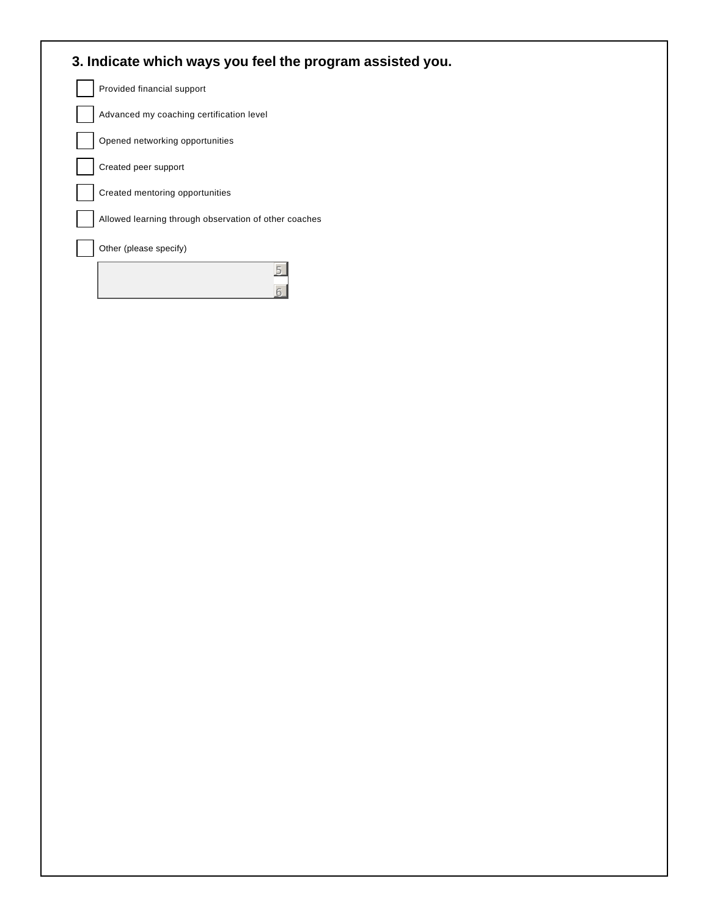### 3. Indicate which ways you feel the program assisted you.

- [ ] Provided financial support
- [ ] Advanced my coaching certification level
- [ ] Opened networking opportunities
- [ ] Created peer support
- [ ] Created mentoring opportunities
- [ ] Allowed learning through observation of other coaches
- [ ] Other (please specify)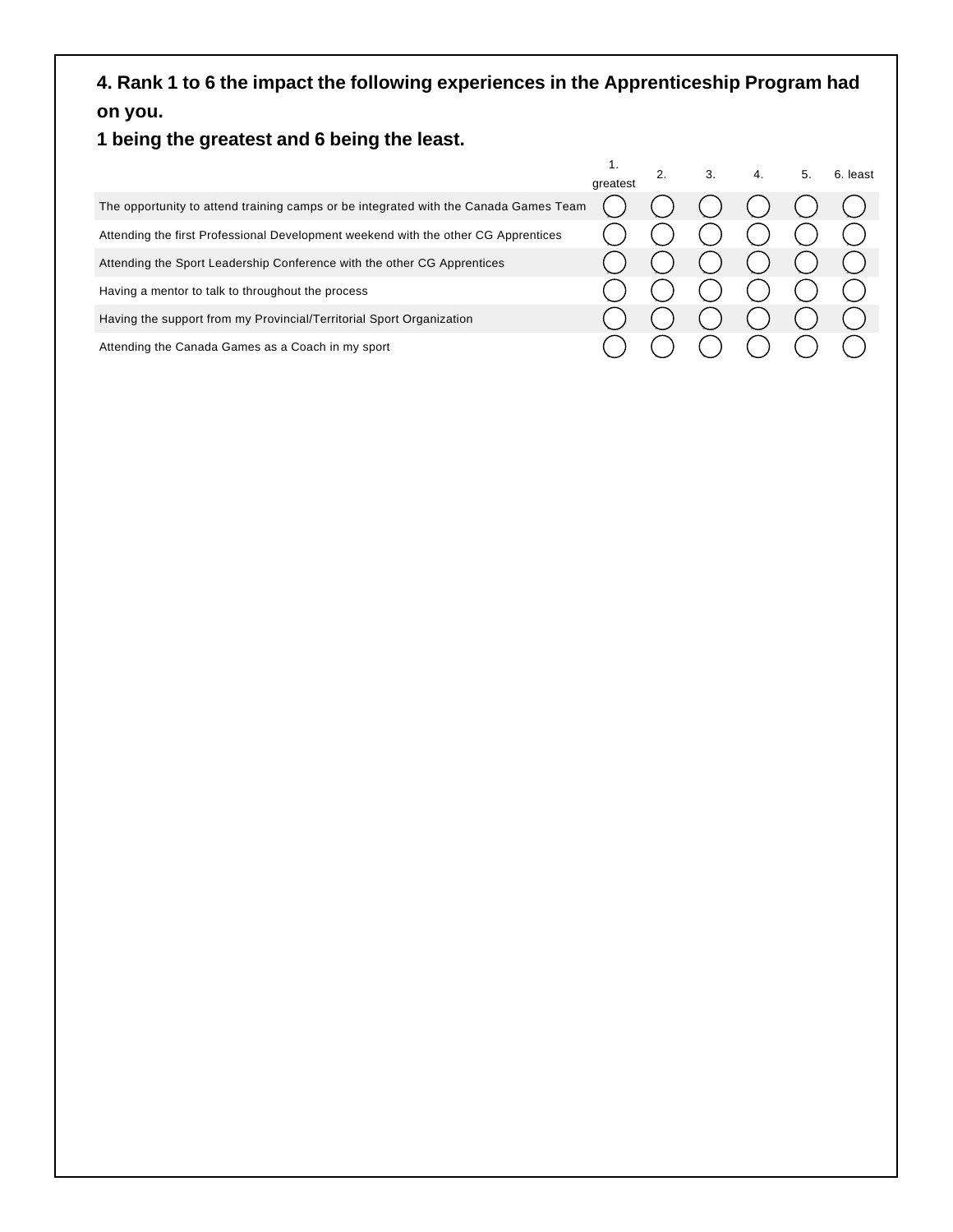**4. Rank 1 to 6 the impact the following experiences in the Apprenticeship Program had on you.**

**1 being the greatest and 6 being the least.**

| | 1. greatest | 2. | 3. | 4. | 5. | 6. least |
|---|---|---|---|---|---|---|
| The opportunity to attend training camps or be integrated with the Canada Games Team | ◯ | ◯ | ◯ | ◯ | ◯ | ◯ |
| Attending the first Professional Development weekend with the other CG Apprentices | ◯ | ◯ | ◯ | ◯ | ◯ | ◯ |
| Attending the Sport Leadership Conference with the other CG Apprentices | ◯ | ◯ | ◯ | ◯ | ◯ | ◯ |
| Having a mentor to talk to throughout the process | ◯ | ◯ | ◯ | ◯ | ◯ | ◯ |
| Having the support from my Provincial/Territorial Sport Organization | ◯ | ◯ | ◯ | ◯ | ◯ | ◯ |
| Attending the Canada Games as a Coach in my sport | ◯ | ◯ | ◯ | ◯ | ◯ | ◯ |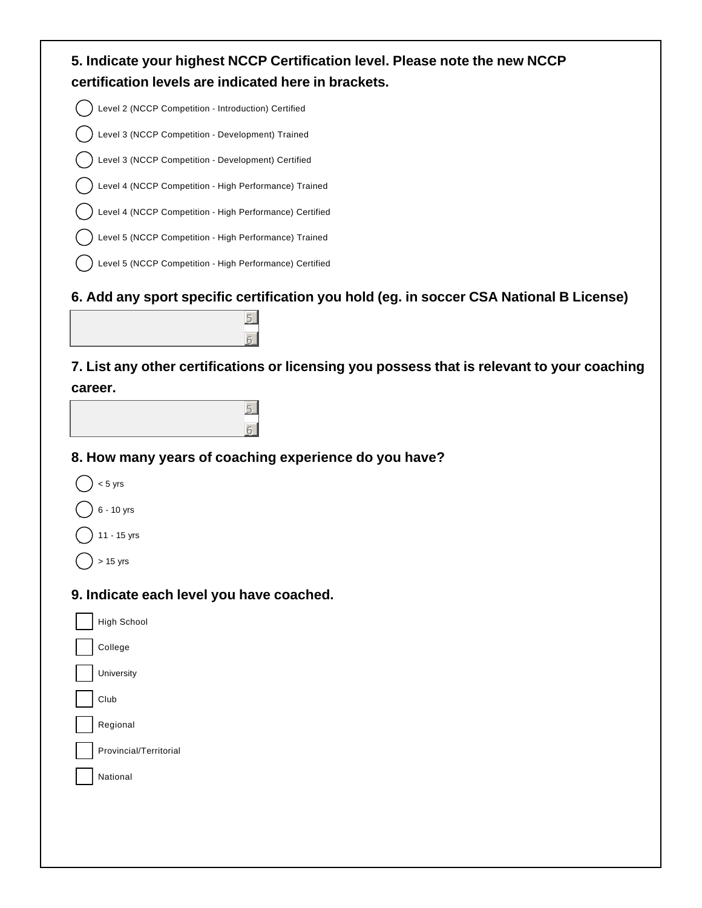**5. Indicate your highest NCCP Certification level. Please note the new NCCP certification levels are indicated here in brackets.**

- ◯ Level 2 (NCCP Competition - Introduction) Certified
- ◯ Level 3 (NCCP Competition - Development) Trained
- ◯ Level 3 (NCCP Competition - Development) Certified
- ◯ Level 4 (NCCP Competition - High Performance) Trained
- ◯ Level 4 (NCCP Competition - High Performance) Certified
- ◯ Level 5 (NCCP Competition - High Performance) Trained
- ◯ Level 5 (NCCP Competition - High Performance) Certified

**6. Add any sport specific certification you hold (eg. in soccer CSA National B License)**

**7. List any other certifications or licensing you possess that is relevant to your coaching career.**

**8. How many years of coaching experience do you have?**

- ◯ < 5 yrs
- ◯ 6 - 10 yrs
- ◯ 11 - 15 yrs
- ◯ > 15 yrs

**9. Indicate each level you have coached.**

- ☐ High School
- ☐ College
- ☐ University
- ☐ Club
- ☐ Regional
- ☐ Provincial/Territorial
- ☐ National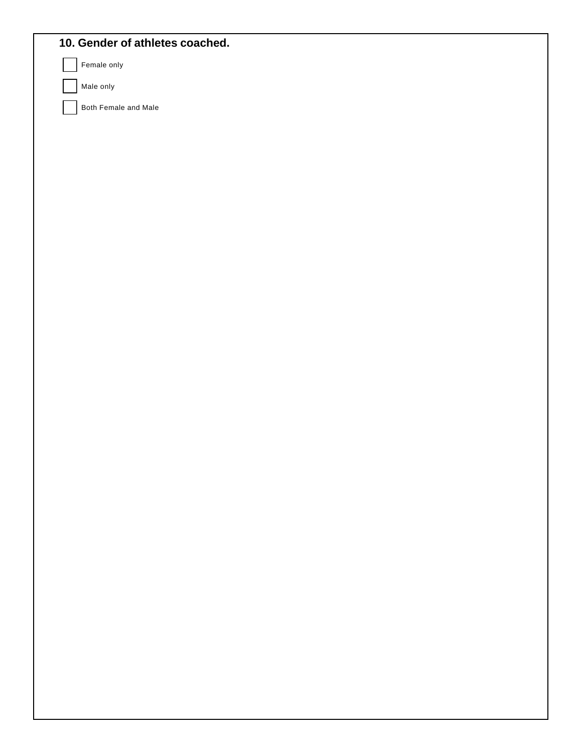**10. Gender of athletes coached.**

- [ ] Female only
- [ ] Male only
- [ ] Both Female and Male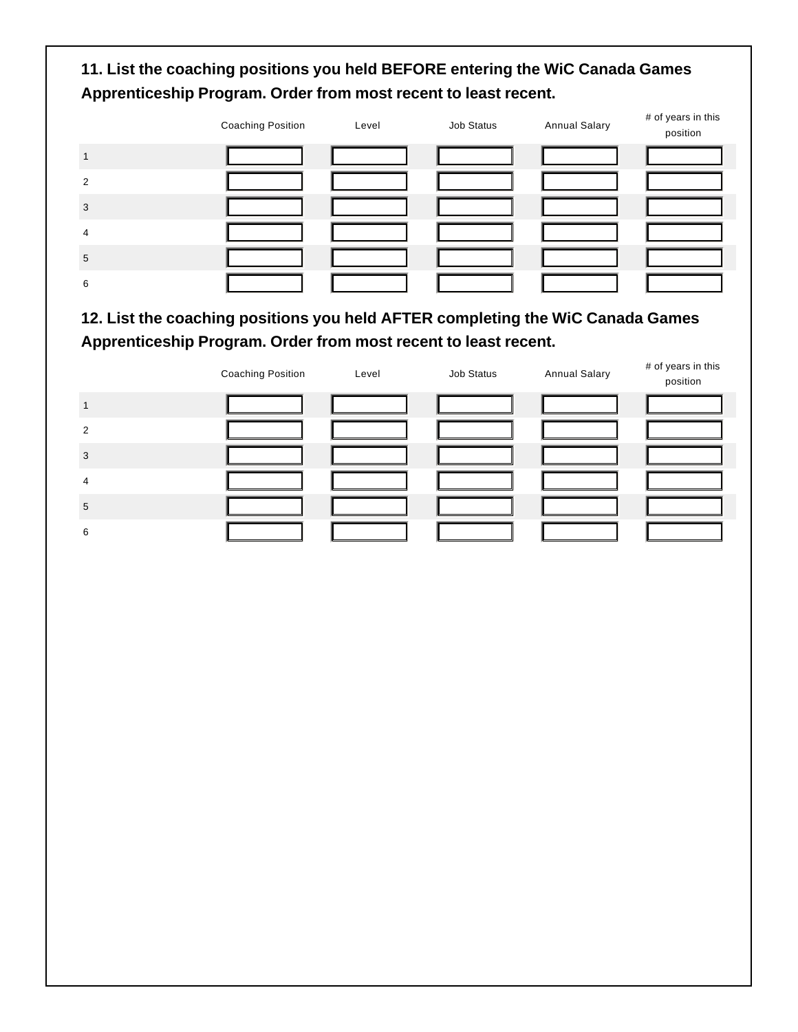**11. List the coaching positions you held BEFORE entering the WiC Canada Games Apprenticeship Program. Order from most recent to least recent.**

| | Coaching Position | Level | Job Status | Annual Salary | # of years in this position |
|---|---|---|---|---|---|
| 1 | | | | | |
| 2 | | | | | |
| 3 | | | | | |
| 4 | | | | | |
| 5 | | | | | |
| 6 | | | | | |

**12. List the coaching positions you held AFTER completing the WiC Canada Games Apprenticeship Program. Order from most recent to least recent.**

| | Coaching Position | Level | Job Status | Annual Salary | # of years in this position |
|---|---|---|---|---|---|
| 1 | | | | | |
| 2 | | | | | |
| 3 | | | | | |
| 4 | | | | | |
| 5 | | | | | |
| 6 | | | | | |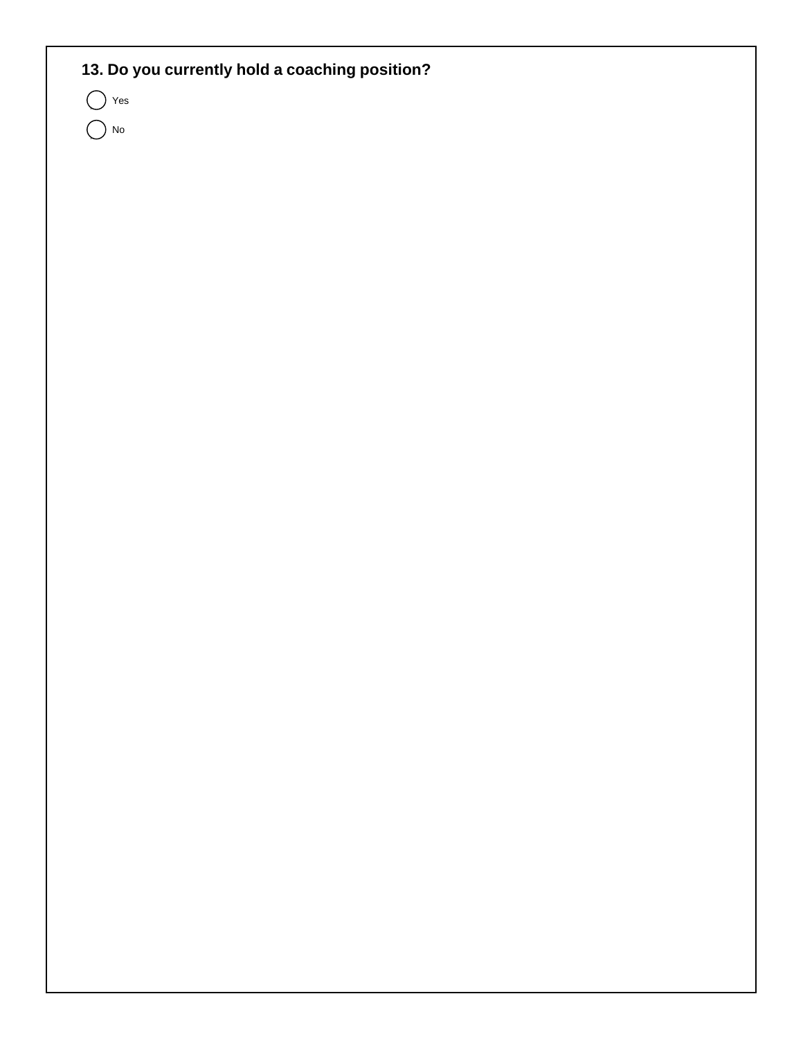**13. Do you currently hold a coaching position?**

- ◯ Yes
- ◯ No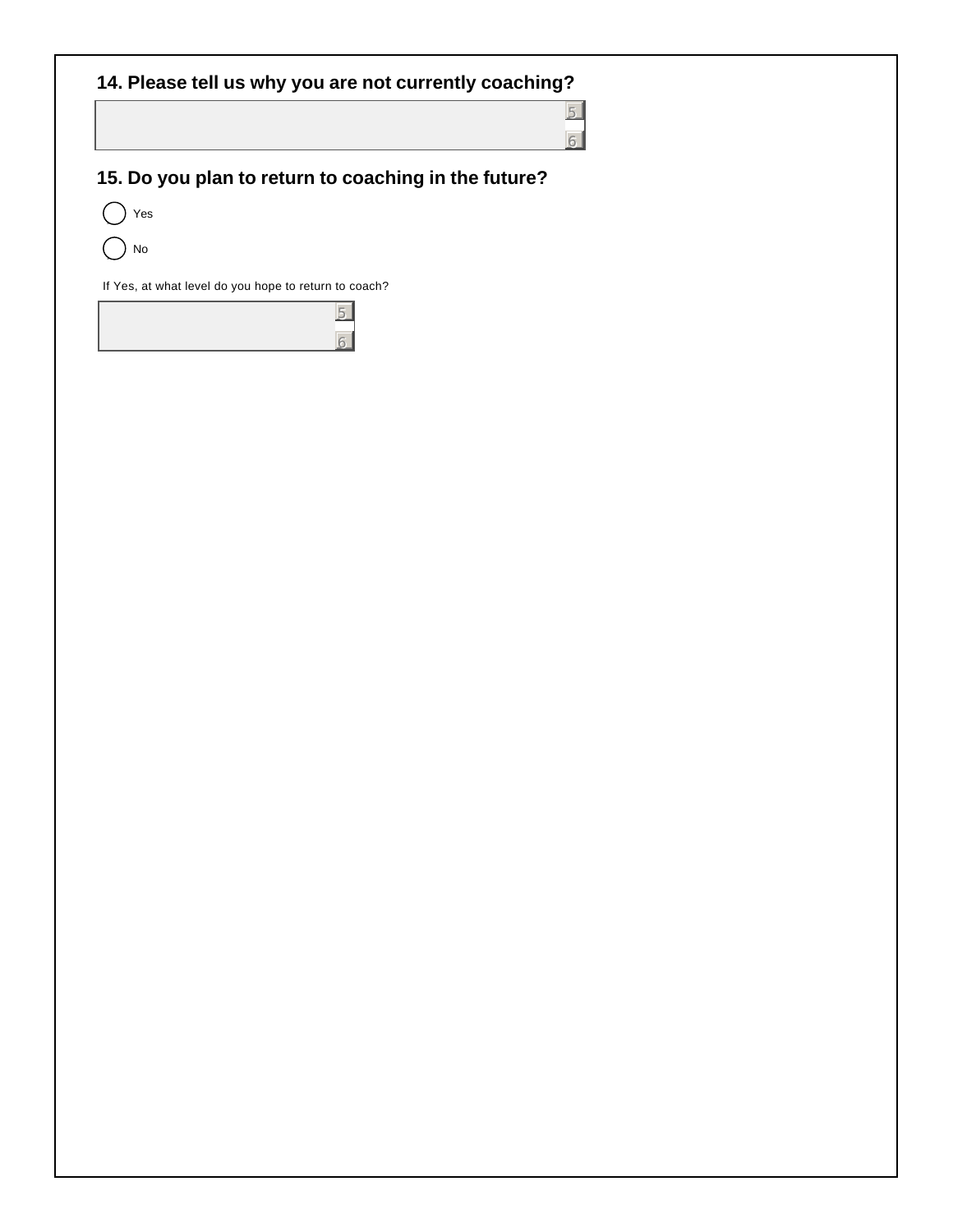**14. Please tell us why you are not currently coaching?**

**15. Do you plan to return to coaching in the future?**

- ( ) Yes
- ( ) No

If Yes, at what level do you hope to return to coach?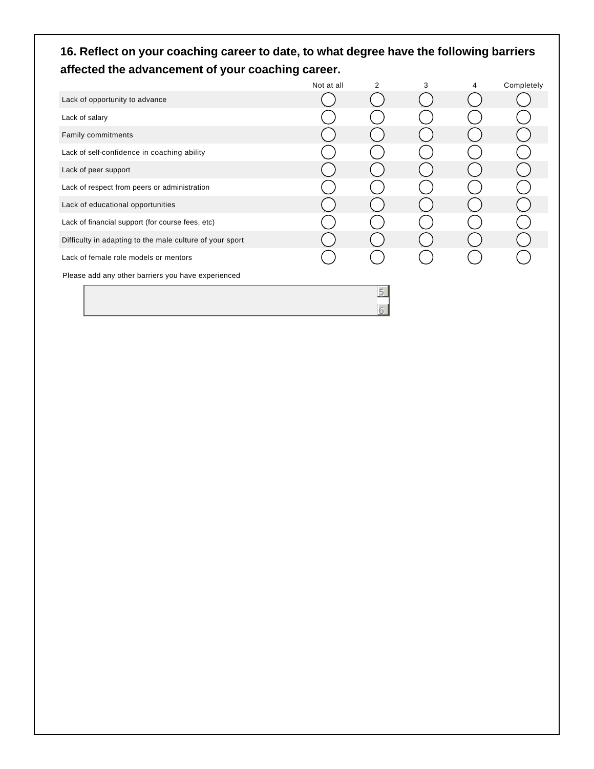**16. Reflect on your coaching career to date, to what degree have the following barriers affected the advancement of your coaching career.**

| | Not at all | 2 | 3 | 4 | Completely |
|---|---|---|---|---|---|
| Lack of opportunity to advance | ◯ | ◯ | ◯ | ◯ | ◯ |
| Lack of salary | ◯ | ◯ | ◯ | ◯ | ◯ |
| Family commitments | ◯ | ◯ | ◯ | ◯ | ◯ |
| Lack of self-confidence in coaching ability | ◯ | ◯ | ◯ | ◯ | ◯ |
| Lack of peer support | ◯ | ◯ | ◯ | ◯ | ◯ |
| Lack of respect from peers or administration | ◯ | ◯ | ◯ | ◯ | ◯ |
| Lack of educational opportunities | ◯ | ◯ | ◯ | ◯ | ◯ |
| Lack of financial support (for course fees, etc) | ◯ | ◯ | ◯ | ◯ | ◯ |
| Difficulty in adapting to the male culture of your sport | ◯ | ◯ | ◯ | ◯ | ◯ |
| Lack of female role models or mentors | ◯ | ◯ | ◯ | ◯ | ◯ |

Please add any other barriers you have experienced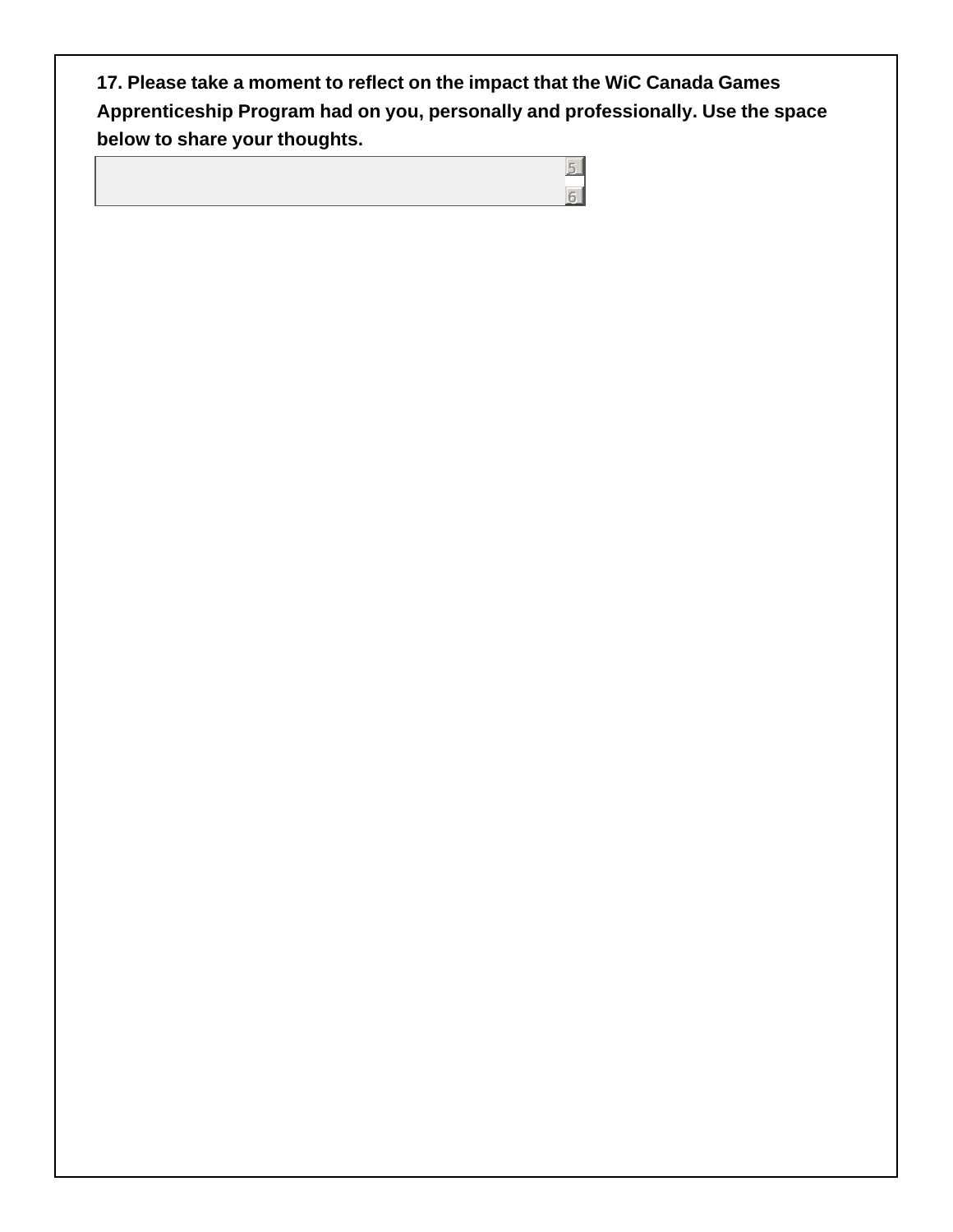**17. Please take a moment to reflect on the impact that the WiC Canada Games Apprenticeship Program had on you, personally and professionally. Use the space below to share your thoughts.**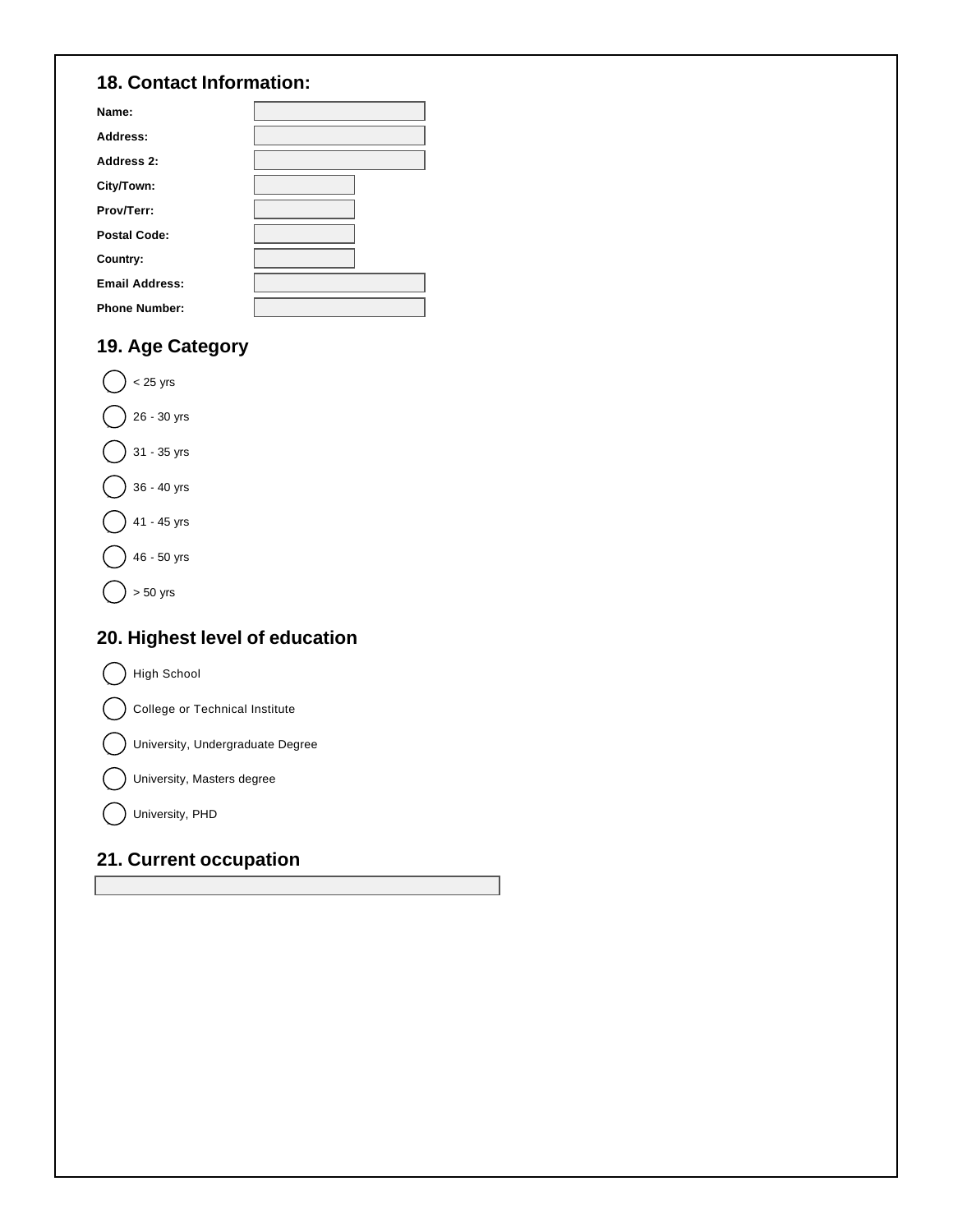## 18. Contact Information:

**Name:**

**Address:**

**Address 2:**

**City/Town:**

**Prov/Terr:**

**Postal Code:**

**Country:**

**Email Address:**

**Phone Number:**

## 19. Age Category

- ( ) < 25 yrs
- ( ) 26 - 30 yrs
- ( ) 31 - 35 yrs
- ( ) 36 - 40 yrs
- ( ) 41 - 45 yrs
- ( ) 46 - 50 yrs
- ( ) > 50 yrs

## 20. Highest level of education

- ( ) High School
- ( ) College or Technical Institute
- ( ) University, Undergraduate Degree
- ( ) University, Masters degree
- ( ) University, PHD

## 21. Current occupation